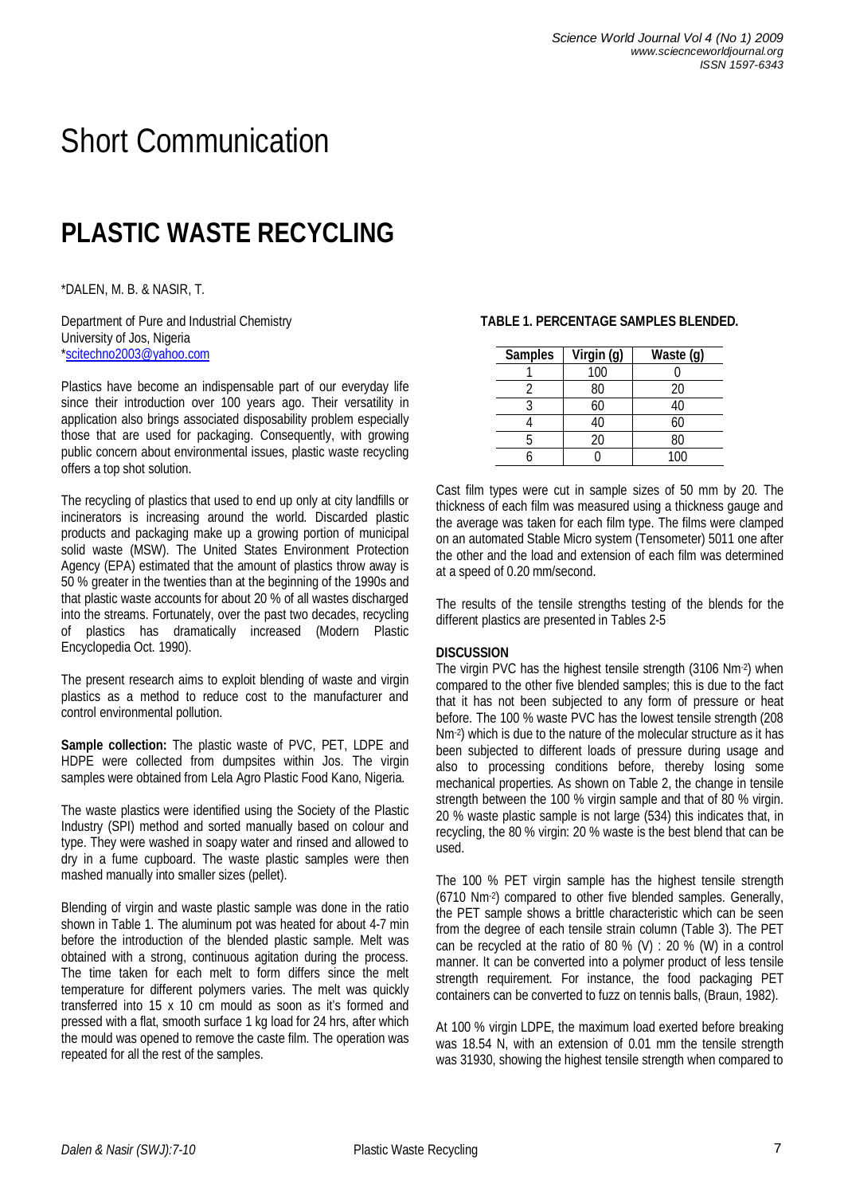# Short Communication

# PLASTIC WASTE RECYCLING

*DALEN, M. B. & NASIR, T.

Department of Pure and Industrial Chemistry
University of Jos, Nigeria
*scitechno2003@yahoo.com

Plastics have become an indispensable part of our everyday life since their introduction over 100 years ago. Their versatility in application also brings associated disposability problem especially those that are used for packaging. Consequently, with growing public concern about environmental issues, plastic waste recycling offers a top shot solution.

The recycling of plastics that used to end up only at city landfills or incinerators is increasing around the world. Discarded plastic products and packaging make up a growing portion of municipal solid waste (MSW). The United States Environment Protection Agency (EPA) estimated that the amount of plastics throw away is 50 % greater in the twenties than at the beginning of the 1990s and that plastic waste accounts for about 20 % of all wastes discharged into the streams. Fortunately, over the past two decades, recycling of plastics has dramatically increased (Modern Plastic Encyclopedia Oct. 1990).

The present research aims to exploit blending of waste and virgin plastics as a method to reduce cost to the manufacturer and control environmental pollution.

**Sample collection:** The plastic waste of PVC, PET, LDPE and HDPE were collected from dumpsites within Jos. The virgin samples were obtained from Lela Agro Plastic Food Kano, Nigeria.

The waste plastics were identified using the Society of the Plastic Industry (SPI) method and sorted manually based on colour and type. They were washed in soapy water and rinsed and allowed to dry in a fume cupboard. The waste plastic samples were then mashed manually into smaller sizes (pellet).

Blending of virgin and waste plastic sample was done in the ratio shown in Table 1. The aluminum pot was heated for about 4-7 min before the introduction of the blended plastic sample. Melt was obtained with a strong, continuous agitation during the process. The time taken for each melt to form differs since the melt temperature for different polymers varies. The melt was quickly transferred into 15 x 10 cm mould as soon as it's formed and pressed with a flat, smooth surface 1 kg load for 24 hrs, after which the mould was opened to remove the caste film. The operation was repeated for all the rest of the samples.

**TABLE 1. PERCENTAGE SAMPLES BLENDED.**

| Samples | Virgin (g) | Waste (g) |
|---|---|---|
| 1 | 100 | 0 |
| 2 | 80 | 20 |
| 3 | 60 | 40 |
| 4 | 40 | 60 |
| 5 | 20 | 80 |
| 6 | 0 | 100 |

Cast film types were cut in sample sizes of 50 mm by 20. The thickness of each film was measured using a thickness gauge and the average was taken for each film type. The films were clamped on an automated Stable Micro system (Tensometer) 5011 one after the other and the load and extension of each film was determined at a speed of 0.20 mm/second.

The results of the tensile strengths testing of the blends for the different plastics are presented in Tables 2-5

**DISCUSSION**

The virgin PVC has the highest tensile strength (3106 $Nm^{-2}$) when compared to the other five blended samples; this is due to the fact that it has not been subjected to any form of pressure or heat before. The 100 % waste PVC has the lowest tensile strength (208 $Nm^{-2}$) which is due to the nature of the molecular structure as it has been subjected to different loads of pressure during usage and also to processing conditions before, thereby losing some mechanical properties. As shown on Table 2, the change in tensile strength between the 100 % virgin sample and that of 80 % virgin. 20 % waste plastic sample is not large (534) this indicates that, in recycling, the 80 % virgin: 20 % waste is the best blend that can be used.

The 100 % PET virgin sample has the highest tensile strength (6710 $Nm^{-2}$) compared to other five blended samples. Generally, the PET sample shows a brittle characteristic which can be seen from the degree of each tensile strain column (Table 3). The PET can be recycled at the ratio of 80 % (V) : 20 % (W) in a control manner. It can be converted into a polymer product of less tensile strength requirement. For instance, the food packaging PET containers can be converted to fuzz on tennis balls, (Braun, 1982).

At 100 % virgin LDPE, the maximum load exerted before breaking was 18.54 N, with an extension of 0.01 mm the tensile strength was 31930, showing the highest tensile strength when compared to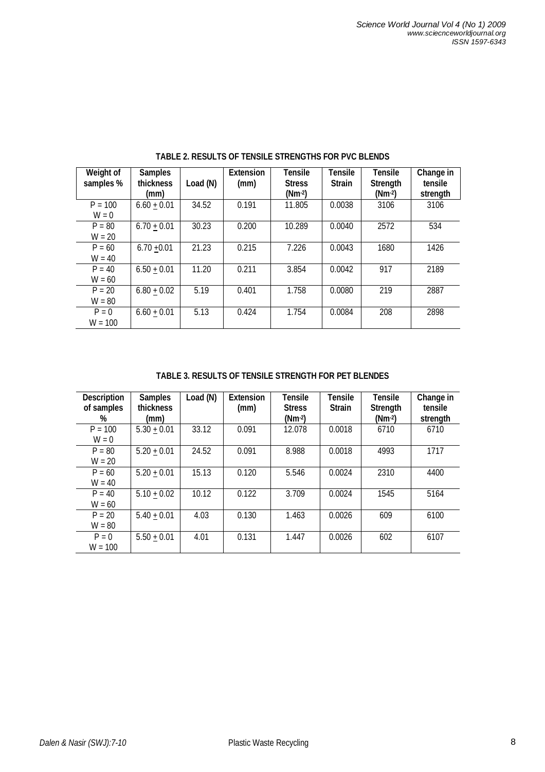**TABLE 2. RESULTS OF TENSILE STRENGTHS FOR PVC BLENDS**

| Weight of samples % | Samples thickness (mm) | Load (N) | Extension (mm) | Tensile Stress ($Nm^{-2}$) | Tensile Strain | Tensile Strength ($Nm^{-2}$) | Change in tensile strength |
|---|---|---|---|---|---|---|---|
| P = 100 W = 0 | 6.60 ± 0.01 | 34.52 | 0.191 | 11.805 | 0.0038 | 3106 | 3106 |
| P = 80 W = 20 | 6.70 ± 0.01 | 30.23 | 0.200 | 10.289 | 0.0040 | 2572 | 534 |
| P = 60 W = 40 | 6.70 ±0.01 | 21.23 | 0.215 | 7.226 | 0.0043 | 1680 | 1426 |
| P = 40 W = 60 | 6.50 ± 0.01 | 11.20 | 0.211 | 3.854 | 0.0042 | 917 | 2189 |
| P = 20 W = 80 | 6.80 ± 0.02 | 5.19 | 0.401 | 1.758 | 0.0080 | 219 | 2887 |
| P = 0 W = 100 | 6.60 ± 0.01 | 5.13 | 0.424 | 1.754 | 0.0084 | 208 | 2898 |

**TABLE 3. RESULTS OF TENSILE STRENGTH FOR PET BLENDES**

| Description of samples % | Samples thickness (mm) | Load (N) | Extension (mm) | Tensile Stress ($Nm^{-2}$) | Tensile Strain | Tensile Strength ($Nm^{-2}$) | Change in tensile strength |
|---|---|---|---|---|---|---|---|
| P = 100 W = 0 | 5.30 ± 0.01 | 33.12 | 0.091 | 12.078 | 0.0018 | 6710 | 6710 |
| P = 80 W = 20 | 5.20 ± 0.01 | 24.52 | 0.091 | 8.988 | 0.0018 | 4993 | 1717 |
| P = 60 W = 40 | 5.20 ± 0.01 | 15.13 | 0.120 | 5.546 | 0.0024 | 2310 | 4400 |
| P = 40 W = 60 | 5.10 ± 0.02 | 10.12 | 0.122 | 3.709 | 0.0024 | 1545 | 5164 |
| P = 20 W = 80 | 5.40 ± 0.01 | 4.03 | 0.130 | 1.463 | 0.0026 | 609 | 6100 |
| P = 0 W = 100 | 5.50 ± 0.01 | 4.01 | 0.131 | 1.447 | 0.0026 | 602 | 6107 |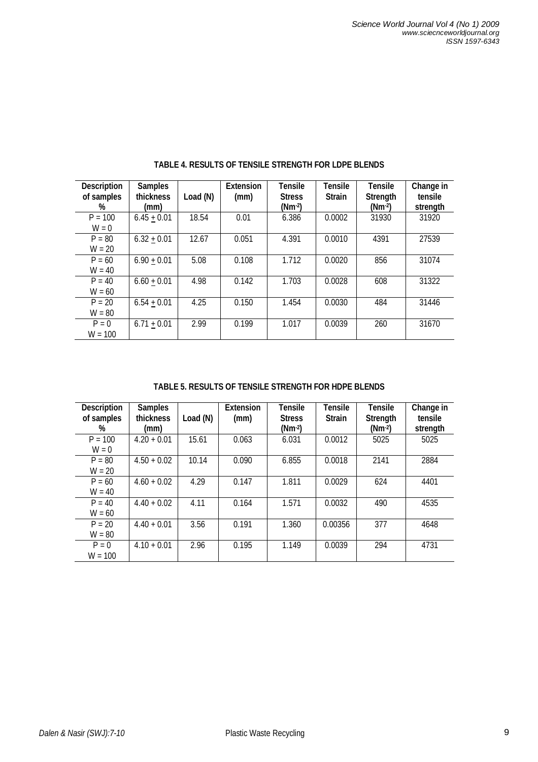**TABLE 4. RESULTS OF TENSILE STRENGTH FOR LDPE BLENDS**

| Description of samples % | Samples thickness (mm) | Load (N) | Extension (mm) | Tensile Stress ($Nm^{-2}$) | Tensile Strain | Tensile Strength ($Nm^{-2}$) | Change in tensile strength |
|---|---|---|---|---|---|---|---|
| P = 100 W = 0 | 6.45 $\pm$ 0.01 | 18.54 | 0.01 | 6.386 | 0.0002 | 31930 | 31920 |
| P = 80 W = 20 | 6.32 $\pm$ 0.01 | 12.67 | 0.051 | 4.391 | 0.0010 | 4391 | 27539 |
| P = 60 W = 40 | 6.90 $\pm$ 0.01 | 5.08 | 0.108 | 1.712 | 0.0020 | 856 | 31074 |
| P = 40 W = 60 | 6.60 $\pm$ 0.01 | 4.98 | 0.142 | 1.703 | 0.0028 | 608 | 31322 |
| P = 20 W = 80 | 6.54 $\pm$ 0.01 | 4.25 | 0.150 | 1.454 | 0.0030 | 484 | 31446 |
| P = 0 W = 100 | 6.71 $\pm$ 0.01 | 2.99 | 0.199 | 1.017 | 0.0039 | 260 | 31670 |

**TABLE 5. RESULTS OF TENSILE STRENGTH FOR HDPE BLENDS**

| Description of samples % | Samples thickness (mm) | Load (N) | Extension (mm) | Tensile Stress ($Nm^{-2}$) | Tensile Strain | Tensile Strength ($Nm^{-2}$) | Change in tensile strength |
|---|---|---|---|---|---|---|---|
| P = 100 W = 0 | 4.20 + 0.01 | 15.61 | 0.063 | 6.031 | 0.0012 | 5025 | 5025 |
| P = 80 W = 20 | 4.50 + 0.02 | 10.14 | 0.090 | 6.855 | 0.0018 | 2141 | 2884 |
| P = 60 W = 40 | 4.60 + 0.02 | 4.29 | 0.147 | 1.811 | 0.0029 | 624 | 4401 |
| P = 40 W = 60 | 4.40 + 0.02 | 4.11 | 0.164 | 1.571 | 0.0032 | 490 | 4535 |
| P = 20 W = 80 | 4.40 + 0.01 | 3.56 | 0.191 | 1.360 | 0.00356 | 377 | 4648 |
| P = 0 W = 100 | 4.10 + 0.01 | 2.96 | 0.195 | 1.149 | 0.0039 | 294 | 4731 |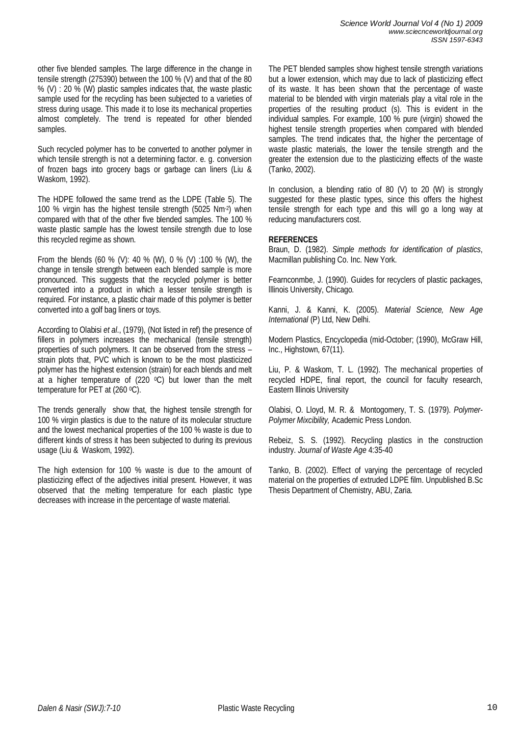other five blended samples. The large difference in the change in tensile strength (275390) between the 100 % (V) and that of the 80 % (V) : 20 % (W) plastic samples indicates that, the waste plastic sample used for the recycling has been subjected to a varieties of stress during usage. This made it to lose its mechanical properties almost completely. The trend is repeated for other blended samples.

Such recycled polymer has to be converted to another polymer in which tensile strength is not a determining factor. e. g. conversion of frozen bags into grocery bags or garbage can liners (Liu & Waskom, 1992).

The HDPE followed the same trend as the LDPE (Table 5). The 100 % virgin has the highest tensile strength (5025 $Nm^{-2}$) when compared with that of the other five blended samples. The 100 % waste plastic sample has the lowest tensile strength due to lose this recycled regime as shown.

From the blends (60 % (V): 40 % (W), 0 % (V) :100 % (W), the change in tensile strength between each blended sample is more pronounced. This suggests that the recycled polymer is better converted into a product in which a lesser tensile strength is required. For instance, a plastic chair made of this polymer is better converted into a golf bag liners or toys.

According to Olabisi *et al*., (1979), (Not listed in ref) the presence of fillers in polymers increases the mechanical (tensile strength) properties of such polymers. It can be observed from the stress – strain plots that, PVC which is known to be the most plasticized polymer has the highest extension (strain) for each blends and melt at a higher temperature of (220 $^0$C) but lower than the melt temperature for PET at (260 $^0$C).

The trends generally show that, the highest tensile strength for 100 % virgin plastics is due to the nature of its molecular structure and the lowest mechanical properties of the 100 % waste is due to different kinds of stress it has been subjected to during its previous usage (Liu & Waskom, 1992).

The high extension for 100 % waste is due to the amount of plasticizing effect of the adjectives initial present. However, it was observed that the melting temperature for each plastic type decreases with increase in the percentage of waste material.

The PET blended samples show highest tensile strength variations but a lower extension, which may due to lack of plasticizing effect of its waste. It has been shown that the percentage of waste material to be blended with virgin materials play a vital role in the properties of the resulting product (s). This is evident in the individual samples. For example, 100 % pure (virgin) showed the highest tensile strength properties when compared with blended samples. The trend indicates that, the higher the percentage of waste plastic materials, the lower the tensile strength and the greater the extension due to the plasticizing effects of the waste (Tanko, 2002).

In conclusion, a blending ratio of 80 (V) to 20 (W) is strongly suggested for these plastic types, since this offers the highest tensile strength for each type and this will go a long way at reducing manufacturers cost.

**REFERENCES**

Braun, D. (1982). *Simple methods for identification of plastics*, Macmillan publishing Co. Inc. New York.

Fearnconmbe, J. (1990). Guides for recyclers of plastic packages, Illinois University, Chicago.

Kanni, J. & Kanni, K. (2005). *Material Science, New Age International* (P) Ltd, New Delhi.

Modern Plastics, Encyclopedia (mid-October; (1990), McGraw Hill, Inc., Highstown, 67(11).

Liu, P. & Waskom, T. L. (1992). The mechanical properties of recycled HDPE, final report, the council for faculty research, Eastern Illinois University

Olabisi, O. Lloyd, M. R. & Montogomery, T. S. (1979). *Polymer-Polymer Mixcibility,* Academic Press London.

Rebeiz, S. S. (1992). Recycling plastics in the construction industry. *Journal of Waste Age* 4:35-40

Tanko, B. (2002). Effect of varying the percentage of recycled material on the properties of extruded LDPE film. Unpublished B.Sc Thesis Department of Chemistry, ABU, Zaria.